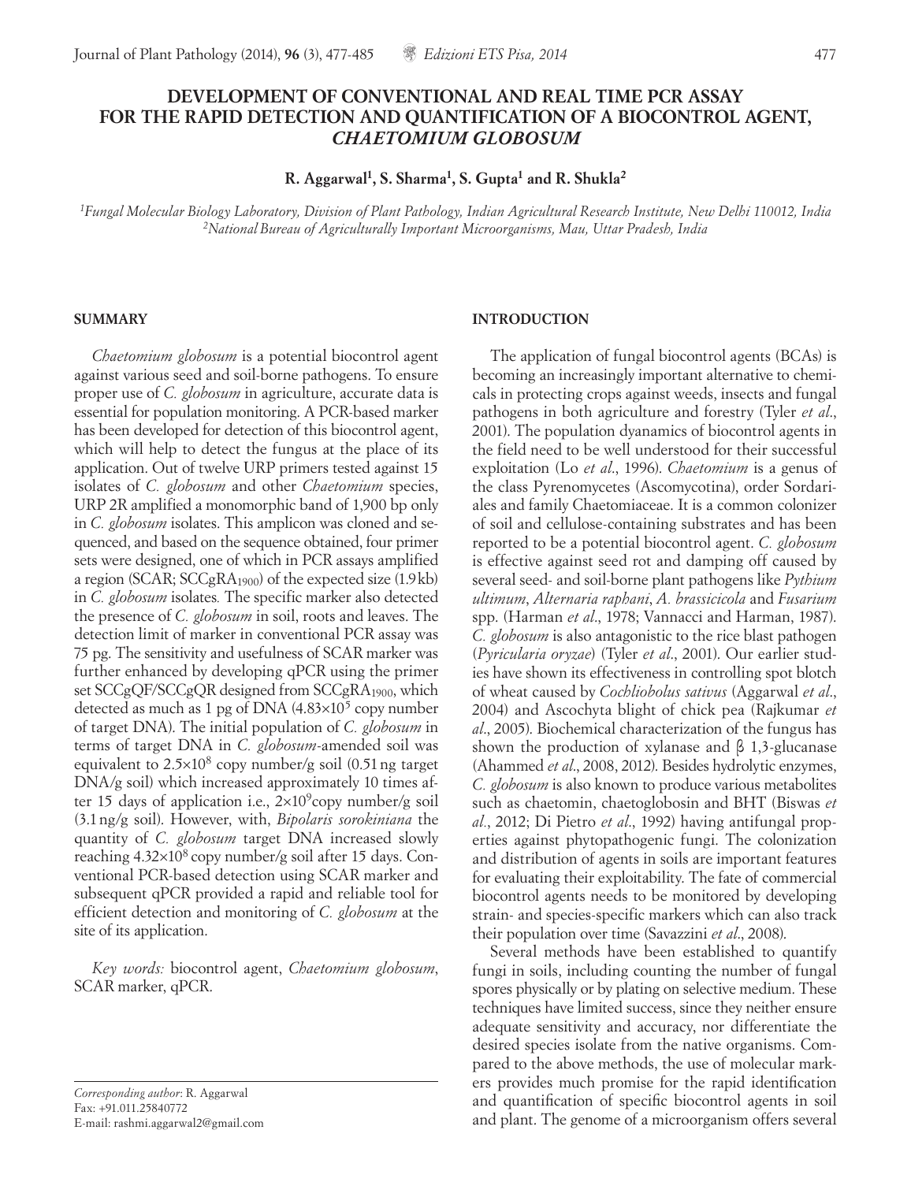# DEVELOPMENT OF CONVENTIONAL AND REAL TIME PCR ASSAY FOR THE RAPID DETECTION AND QUANTIFICATION OF A BIOCONTROL AGENT, *CHAETOMIUM GLOBOSUM*

**R. Aggarwal[1], S. Sharma[1], S. Gupta[1] and R. Shukla[2]**

[1]*Fungal Molecular Biology Laboratory, Division of Plant Pathology, Indian Agricultural Research Institute, New Delhi 110012, India*
[2]*National Bureau of Agriculturally Important Microorganisms, Mau, Uttar Pradesh, India*

## SUMMARY

*Chaetomium globosum* is a potential biocontrol agent against various seed and soil-borne pathogens. To ensure proper use of *C. globosum* in agriculture, accurate data is essential for population monitoring. A PCR-based marker has been developed for detection of this biocontrol agent, which will help to detect the fungus at the place of its application. Out of twelve URP primers tested against 15 isolates of *C. globosum* and other *Chaetomium* species, URP 2R amplified a monomorphic band of 1,900 bp only in *C. globosum* isolates. This amplicon was cloned and sequenced, and based on the sequence obtained, four primer sets were designed, one of which in PCR assays amplified a region (SCAR; $SCCgRA_{1900}$) of the expected size (1.9 kb) in *C. globosum* isolates. The specific marker also detected the presence of *C. globosum* in soil, roots and leaves. The detection limit of marker in conventional PCR assay was 75 pg. The sensitivity and usefulness of SCAR marker was further enhanced by developing qPCR using the primer set SCCgQF/SCCgQR designed from $SCCgRA_{1900}$, which detected as much as 1 pg of DNA ($4.83\times10^5$ copy number of target DNA). The initial population of *C. globosum* in terms of target DNA in *C. globosum*-amended soil was equivalent to $2.5\times10^8$ copy number/g soil (0.51 ng target DNA/g soil) which increased approximately 10 times after 15 days of application i.e., $2\times10^9$ copy number/g soil (3.1 ng/g soil). However, with, *Bipolaris sorokiniana* the quantity of *C. globosum* target DNA increased slowly reaching $4.32\times10^8$ copy number/g soil after 15 days. Conventional PCR-based detection using SCAR marker and subsequent qPCR provided a rapid and reliable tool for efficient detection and monitoring of *C. globosum* at the site of its application.

*Key words:* biocontrol agent, *Chaetomium globosum*, SCAR marker, qPCR.

*Corresponding author*: R. Aggarwal
Fax: +91.011.25840772
E-mail: rashmi.aggarwal2@gmail.com

## INTRODUCTION

The application of fungal biocontrol agents (BCAs) is becoming an increasingly important alternative to chemicals in protecting crops against weeds, insects and fungal pathogens in both agriculture and forestry (Tyler *et al*., 2001). The population dynamics of biocontrol agents in the field need to be well understood for their successful exploitation (Lo *et al*., 1996). *Chaetomium* is a genus of the class Pyrenomycetes (Ascomycotina), order Sordariales and family Chaetomiaceae. It is a common colonizer of soil and cellulose-containing substrates and has been reported to be a potential biocontrol agent. *C. globosum* is effective against seed rot and damping off caused by several seed- and soil-borne plant pathogens like *Pythium ultimum*, *Alternaria raphani*, *A. brassicicola* and *Fusarium* spp. (Harman *et al*., 1978; Vannacci and Harman, 1987). *C. globosum* is also antagonistic to the rice blast pathogen (*Pyricularia oryzae*) (Tyler *et al*., 2001). Our earlier studies have shown its effectiveness in controlling spot blotch of wheat caused by *Cochliobolus sativus* (Aggarwal *et al*., 2004) and Ascochyta blight of chick pea (Rajkumar *et al*., 2005). Biochemical characterization of the fungus has shown the production of xylanase and β 1,3-glucanase (Ahammed *et al*., 2008, 2012). Besides hydrolytic enzymes, *C. globosum* is also known to produce various metabolites such as chaetomin, chaetoglobosin and BHT (Biswas *et al*., 2012; Di Pietro *et al*., 1992) having antifungal properties against phytopathogenic fungi. The colonization and distribution of agents in soils are important features for evaluating their exploitability. The fate of commercial biocontrol agents needs to be monitored by developing strain- and species-specific markers which can also track their population over time (Savazzini *et al*., 2008).

Several methods have been established to quantify fungi in soils, including counting the number of fungal spores physically or by plating on selective medium. These techniques have limited success, since they neither ensure adequate sensitivity and accuracy, nor differentiate the desired species isolate from the native organisms. Compared to the above methods, the use of molecular markers provides much promise for the rapid identification and quantification of specific biocontrol agents in soil and plant. The genome of a microorganism offers several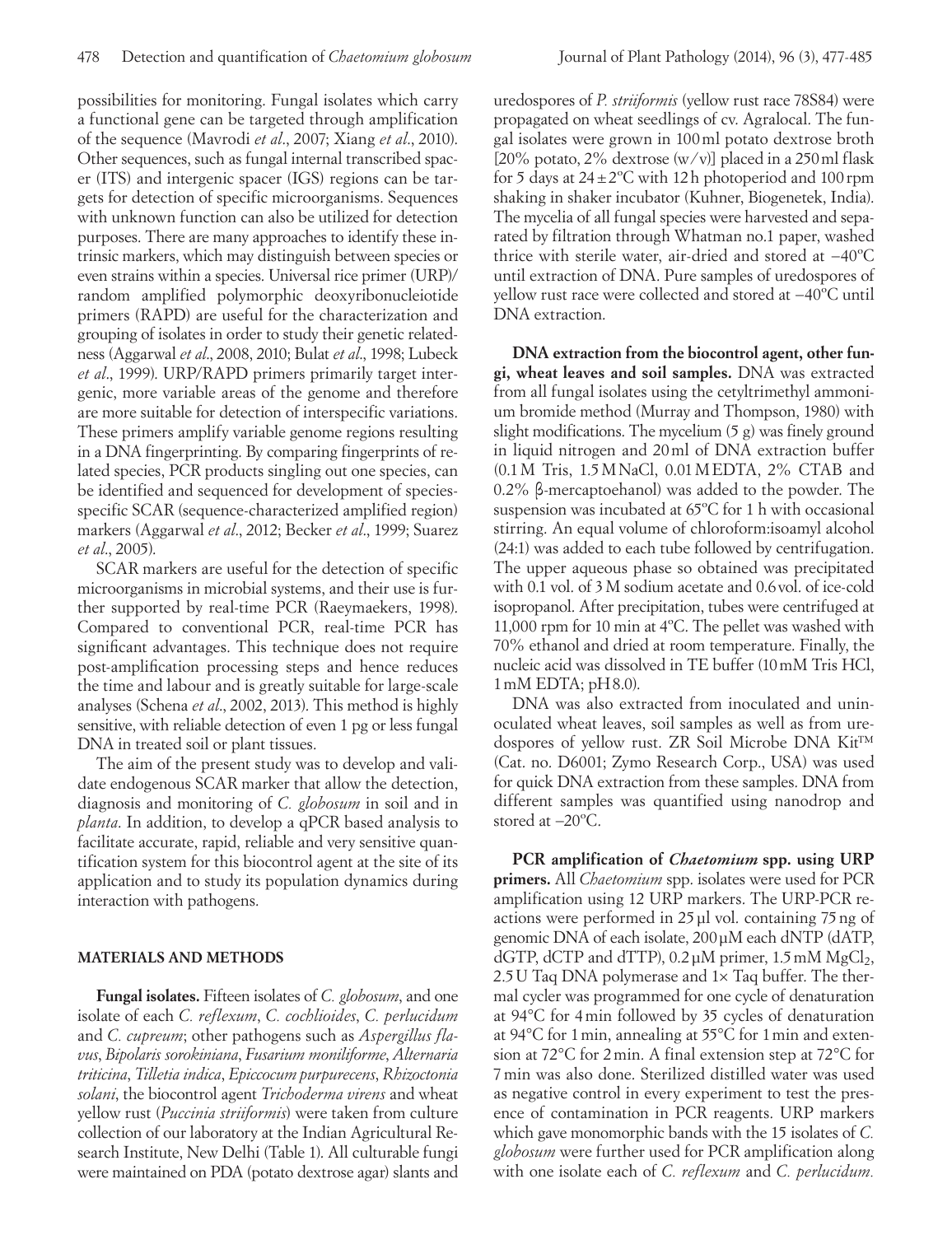possibilities for monitoring. Fungal isolates which carry a functional gene can be targeted through amplification of the sequence (Mavrodi *et al*., 2007; Xiang *et al*., 2010). Other sequences, such as fungal internal transcribed spacer (ITS) and intergenic spacer (IGS) regions can be targets for detection of specific microorganisms. Sequences with unknown function can also be utilized for detection purposes. There are many approaches to identify these intrinsic markers, which may distinguish between species or even strains within a species. Universal rice primer (URP)/ random amplified polymorphic deoxyribonucleiotide primers (RAPD) are useful for the characterization and grouping of isolates in order to study their genetic relatedness (Aggarwal *et al*., 2008, 2010; Bulat *et al*., 1998; Lubeck *et al*., 1999). URP/RAPD primers primarily target intergenic, more variable areas of the genome and therefore are more suitable for detection of interspecific variations. These primers amplify variable genome regions resulting in a DNA fingerprinting. By comparing fingerprints of related species, PCR products singling out one species, can be identified and sequenced for development of species-specific SCAR (sequence-characterized amplified region) markers (Aggarwal *et al*., 2012; Becker *et al*., 1999; Suarez *et al*., 2005).

SCAR markers are useful for the detection of specific microorganisms in microbial systems, and their use is further supported by real-time PCR (Raeymaekers, 1998). Compared to conventional PCR, real-time PCR has significant advantages. This technique does not require post-amplification processing steps and hence reduces the time and labour and is greatly suitable for large-scale analyses (Schena *et al*., 2002, 2013). This method is highly sensitive, with reliable detection of even 1 pg or less fungal DNA in treated soil or plant tissues.

The aim of the present study was to develop and validate endogenous SCAR marker that allow the detection, diagnosis and monitoring of *C. globosum* in soil and in *planta*. In addition, to develop a qPCR based analysis to facilitate accurate, rapid, reliable and very sensitive quantification system for this biocontrol agent at the site of its application and to study its population dynamics during interaction with pathogens.

## MATERIALS AND METHODS

**Fungal isolates.** Fifteen isolates of *C. globosum*, and one isolate of each *C. reflexum*, *C. cochlioides*, *C. perlucidum* and *C. cupreum*; other pathogens such as *Aspergillus flavus*, *Bipolaris sorokiniana*, *Fusarium moniliforme*, *Alternaria triticina*, *Tilletia indica*, *Epiccocum purpurecens*, *Rhizoctonia solani*, the biocontrol agent *Trichoderma virens* and wheat yellow rust (*Puccinia striiformis*) were taken from culture collection of our laboratory at the Indian Agricultural Research Institute, New Delhi (Table 1). All culturable fungi were maintained on PDA (potato dextrose agar) slants and uredospores of *P. striiformis* (yellow rust race 78S84) were propagated on wheat seedlings of cv. Agralocal. The fungal isolates were grown in 100 ml potato dextrose broth [20% potato, 2% dextrose (w/v)] placed in a 250 ml flask for 5 days at 24 ± 2ºC with 12 h photoperiod and 100 rpm shaking in shaker incubator (Kuhner, Biogenetek, India). The mycelia of all fungal species were harvested and separated by filtration through Whatman no.1 paper, washed thrice with sterile water, air-dried and stored at −40ºC until extraction of DNA. Pure samples of uredospores of yellow rust race were collected and stored at −40ºC until DNA extraction.

**DNA extraction from the biocontrol agent, other fungi, wheat leaves and soil samples.** DNA was extracted from all fungal isolates using the cetyltrimethyl ammonium bromide method (Murray and Thompson, 1980) with slight modifications. The mycelium (5 g) was finely ground in liquid nitrogen and 20 ml of DNA extraction buffer (0.1 M Tris, 1.5 M NaCl, 0.01 M EDTA, 2% CTAB and 0.2% β-mercaptoehanol) was added to the powder. The suspension was incubated at 65ºC for 1 h with occasional stirring. An equal volume of chloroform:isoamyl alcohol (24:1) was added to each tube followed by centrifugation. The upper aqueous phase so obtained was precipitated with 0.1 vol. of 3 M sodium acetate and 0.6 vol. of ice-cold isopropanol. After precipitation, tubes were centrifuged at 11,000 rpm for 10 min at 4ºC. The pellet was washed with 70% ethanol and dried at room temperature. Finally, the nucleic acid was dissolved in TE buffer (10 mM Tris HCl, 1 mM EDTA; pH 8.0).

DNA was also extracted from inoculated and uninoculated wheat leaves, soil samples as well as from uredospores of yellow rust. ZR Soil Microbe DNA Kit™ (Cat. no. D6001; Zymo Research Corp., USA) was used for quick DNA extraction from these samples. DNA from different samples was quantified using nanodrop and stored at –20ºC.

**PCR amplification of *Chaetomium* spp. using URP primers.** All *Chaetomium* spp. isolates were used for PCR amplification using 12 URP markers. The URP-PCR reactions were performed in 25 µl vol. containing 75 ng of genomic DNA of each isolate, 200 µM each dNTP (dATP, dGTP, dCTP and dTTP), 0.2 µM primer, 1.5 mM $MgCl_2$, 2.5 U Taq DNA polymerase and 1× Taq buffer. The thermal cycler was programmed for one cycle of denaturation at 94°C for 4 min followed by 35 cycles of denaturation at 94°C for 1 min, annealing at 55°C for 1 min and extension at 72°C for 2 min. A final extension step at 72°C for 7 min was also done. Sterilized distilled water was used as negative control in every experiment to test the presence of contamination in PCR reagents. URP markers which gave monomorphic bands with the 15 isolates of *C. globosum* were further used for PCR amplification along with one isolate each of *C. reflexum* and *C. perlucidum.*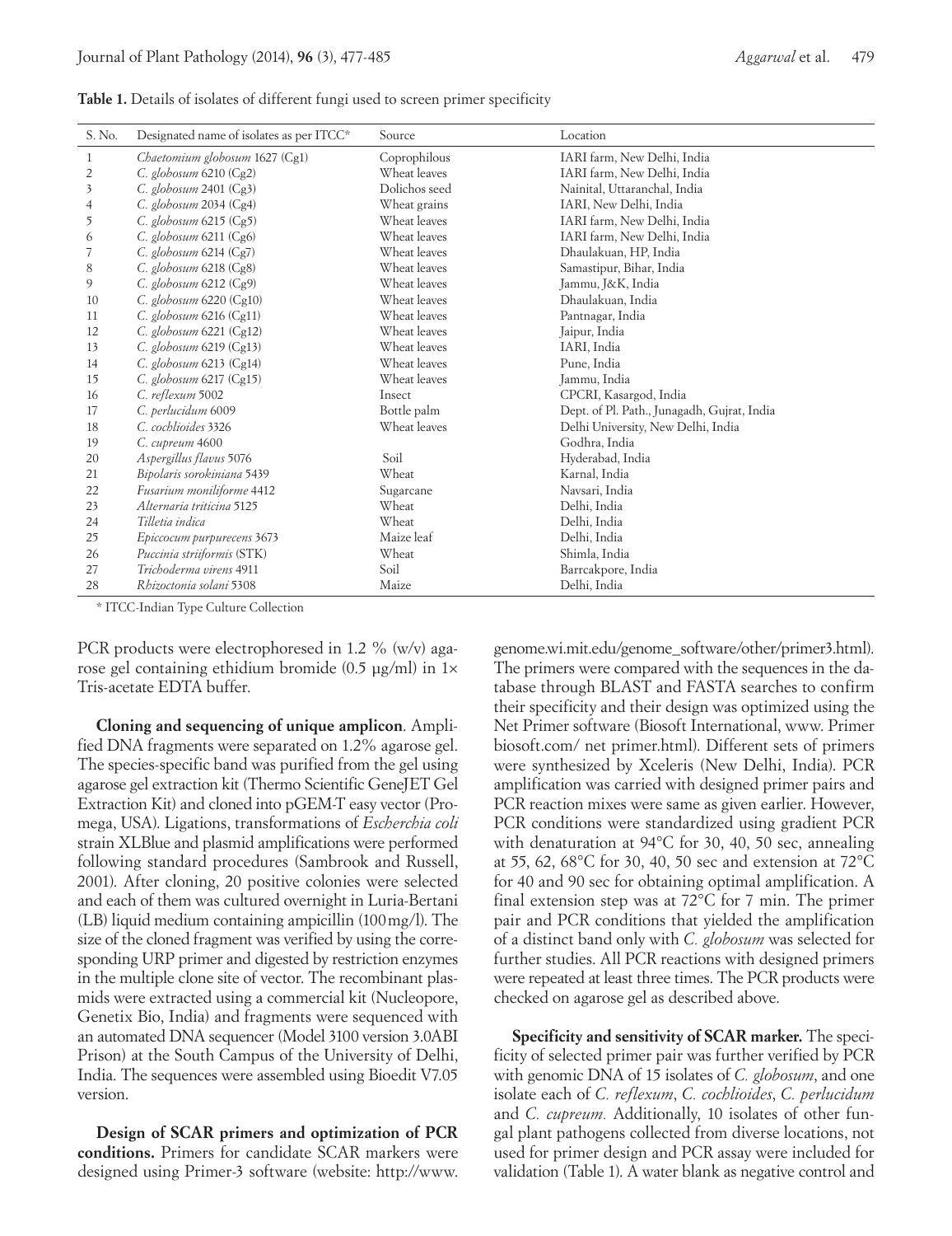**Table 1.** Details of isolates of different fungi used to screen primer specificity

| S. No. | Designated name of isolates as per ITCC* | Source | Location |
|---|---|---|---|
| 1 | *Chaetomium globosum* 1627 (Cg1) | Coprophilous | IARI farm, New Delhi, India |
| 2 | *C. globosum* 6210 (Cg2) | Wheat leaves | IARI farm, New Delhi, India |
| 3 | *C. globosum* 2401 (Cg3) | Dolichos seed | Nainital, Uttaranchal, India |
| 4 | *C. globosum* 2034 (Cg4) | Wheat grains | IARI, New Delhi, India |
| 5 | *C. globosum* 6215 (Cg5) | Wheat leaves | IARI farm, New Delhi, India |
| 6 | *C. globosum* 6211 (Cg6) | Wheat leaves | IARI farm, New Delhi, India |
| 7 | *C. globosum* 6214 (Cg7) | Wheat leaves | Dhaulakuan, HP, India |
| 8 | *C. globosum* 6218 (Cg8) | Wheat leaves | Samastipur, Bihar, India |
| 9 | *C. globosum* 6212 (Cg9) | Wheat leaves | Jammu, J&K, India |
| 10 | *C. globosum* 6220 (Cg10) | Wheat leaves | Dhaulakuan, India |
| 11 | *C. globosum* 6216 (Cg11) | Wheat leaves | Pantnagar, India |
| 12 | *C. globosum* 6221 (Cg12) | Wheat leaves | Jaipur, India |
| 13 | *C. globosum* 6219 (Cg13) | Wheat leaves | IARI, India |
| 14 | *C. globosum* 6213 (Cg14) | Wheat leaves | Pune, India |
| 15 | *C. globosum* 6217 (Cg15) | Wheat leaves | Jammu, India |
| 16 | *C. reflexum* 5002 | Insect | CPCRI, Kasargod, India |
| 17 | *C. perlucidum* 6009 | Bottle palm | Dept. of Pl. Path., Junagadh, Gujrat, India |
| 18 | *C. cochlioides* 3326 | Wheat leaves | Delhi University, New Delhi, India |
| 19 | *C. cupreum* 4600 | | Godhra, India |
| 20 | *Aspergillus flavus* 5076 | Soil | Hyderabad, India |
| 21 | *Bipolaris sorokiniana* 5439 | Wheat | Karnal, India |
| 22 | *Fusarium moniliforme* 4412 | Sugarcane | Navsari, India |
| 23 | *Alternaria triticina* 5125 | Wheat | Delhi, India |
| 24 | *Tilletia indica* | Wheat | Delhi, India |
| 25 | *Epiccocum purpurecens* 3673 | Maize leaf | Delhi, India |
| 26 | *Puccinia striiformis* (STK) | Wheat | Shimla, India |
| 27 | *Trichoderma virens* 4911 | Soil | Barrcakpore, India |
| 28 | *Rhizoctonia solani* 5308 | Maize | Delhi, India |

\* ITCC-Indian Type Culture Collection

PCR products were electrophoresed in 1.2 % (w/v) agarose gel containing ethidium bromide (0.5 µg/ml) in 1× Tris-acetate EDTA buffer.

**Cloning and sequencing of unique amplicon**. Amplified DNA fragments were separated on 1.2% agarose gel. The species-specific band was purified from the gel using agarose gel extraction kit (Thermo Scientific GeneJET Gel Extraction Kit) and cloned into pGEM-T easy vector (Promega, USA). Ligations, transformations of *Escherchia coli* strain XLBlue and plasmid amplifications were performed following standard procedures (Sambrook and Russell, 2001). After cloning, 20 positive colonies were selected and each of them was cultured overnight in Luria-Bertani (LB) liquid medium containing ampicillin (100 mg/l). The size of the cloned fragment was verified by using the corresponding URP primer and digested by restriction enzymes in the multiple clone site of vector. The recombinant plasmids were extracted using a commercial kit (Nucleopore, Genetix Bio, India) and fragments were sequenced with an automated DNA sequencer (Model 3100 version 3.0ABI Prison) at the South Campus of the University of Delhi, India. The sequences were assembled using Bioedit V7.05 version.

**Design of SCAR primers and optimization of PCR conditions.** Primers for candidate SCAR markers were designed using Primer-3 software (website: http://www.genome.wi.mit.edu/genome_software/other/primer3.html). The primers were compared with the sequences in the database through BLAST and FASTA searches to confirm their specificity and their design was optimized using the Net Primer software (Biosoft International, www. Primer biosoft.com/ net primer.html). Different sets of primers were synthesized by Xceleris (New Delhi, India). PCR amplification was carried with designed primer pairs and PCR reaction mixes were same as given earlier. However, PCR conditions were standardized using gradient PCR with denaturation at 94°C for 30, 40, 50 sec, annealing at 55, 62, 68°C for 30, 40, 50 sec and extension at 72°C for 40 and 90 sec for obtaining optimal amplification. A final extension step was at 72°C for 7 min. The primer pair and PCR conditions that yielded the amplification of a distinct band only with *C. globosum* was selected for further studies. All PCR reactions with designed primers were repeated at least three times. The PCR products were checked on agarose gel as described above.

**Specificity and sensitivity of SCAR marker.** The specificity of selected primer pair was further verified by PCR with genomic DNA of 15 isolates of *C. globosum*, and one isolate each of *C. reflexum*, *C. cochlioides*, *C. perlucidum* and *C. cupreum.* Additionally, 10 isolates of other fungal plant pathogens collected from diverse locations, not used for primer design and PCR assay were included for validation (Table 1). A water blank as negative control and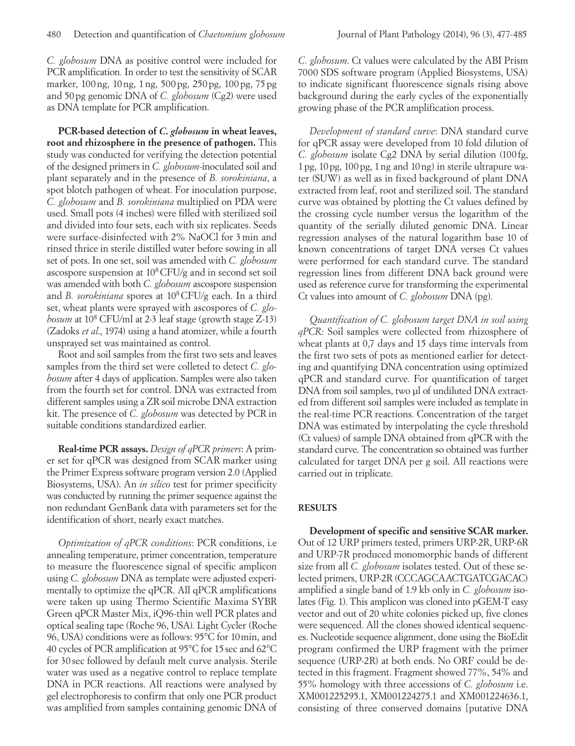*C. globosum* DNA as positive control were included for PCR amplification. In order to test the sensitivity of SCAR marker, 100 ng, 10 ng, 1 ng, 500 pg, 250 pg, 100 pg, 75 pg and 50 pg genomic DNA of *C. globosum* (Cg2) were used as DNA template for PCR amplification.

**PCR-based detection of *C. globosum* in wheat leaves, root and rhizosphere in the presence of pathogen.** This study was conducted for verifying the detection potential of the designed primers in *C. globosum*-inoculated soil and plant separately and in the presence of *B. sorokiniana*, a spot blotch pathogen of wheat. For inoculation purpose, *C. globosum* and *B. sorokiniana* multiplied on PDA were used. Small pots (4 inches) were filled with sterilized soil and divided into four sets, each with six replicates. Seeds were surface-disinfected with 2% NaOCl for 3 min and rinsed thrice in sterile distilled water before sowing in all set of pots. In one set, soil was amended with *C. globosum* ascospore suspension at $10^8$ CFU/g and in second set soil was amended with both *C. globosum* ascospore suspension and *B. sorokiniana* spores at $10^8$ CFU/g each. In a third set, wheat plants were sprayed with ascospores of *C. globosum* at $10^8$ CFU/ml at 2-3 leaf stage (growth stage Z-13) (Zadoks *et al*., 1974) using a hand atomizer, while a fourth unsprayed set was maintained as control.

Root and soil samples from the first two sets and leaves samples from the third set were colleted to detect *C. globosum* after 4 days of application. Samples were also taken from the fourth set for control. DNA was extracted from different samples using a ZR soil microbe DNA extraction kit. The presence of *C. globosum* was detected by PCR in suitable conditions standardized earlier.

**Real-time PCR assays.** *Design of qPCR primers*: A primer set for qPCR was designed from SCAR marker using the Primer Express software program version 2.0 (Applied Biosystems, USA). An *in silico* test for primer specificity was conducted by running the primer sequence against the non redundant GenBank data with parameters set for the identification of short, nearly exact matches.

*Optimization of qPCR conditions*: PCR conditions, i.e annealing temperature, primer concentration, temperature to measure the fluorescence signal of specific amplicon using *C. globosum* DNA as template were adjusted experimentally to optimize the qPCR. All qPCR amplifications were taken up using Thermo Scientific Maxima SYBR Green qPCR Master Mix, iQ96-thin well PCR plates and optical sealing tape (Roche 96, USA). Light Cycler (Roche 96, USA) conditions were as follows: 95°C for 10 min, and 40 cycles of PCR amplification at 95°C for 15 sec and 62°C for 30 sec followed by default melt curve analysis. Sterile water was used as a negative control to replace template DNA in PCR reactions. All reactions were analysed by gel electrophoresis to confirm that only one PCR product was amplified from samples containing genomic DNA of *C. globosum*. Ct values were calculated by the ABI Prism 7000 SDS software program (Applied Biosystems, USA) to indicate significant fluorescence signals rising above background during the early cycles of the exponentially growing phase of the PCR amplification process.

*Development of standard curve*: DNA standard curve for qPCR assay were developed from 10 fold dilution of *C. globosum* isolate Cg2 DNA by serial dilution (100 fg, 1 pg, 10 pg, 100 pg, 1 ng and 10 ng) in sterile ultrapure water (SUW) as well as in fixed background of plant DNA extracted from leaf, root and sterilized soil. The standard curve was obtained by plotting the Ct values defined by the crossing cycle number versus the logarithm of the quantity of the serially diluted genomic DNA. Linear regression analyses of the natural logarithm base 10 of known concentrations of target DNA verses Ct values were performed for each standard curve. The standard regression lines from different DNA back ground were used as reference curve for transforming the experimental Ct values into amount of *C. globosum* DNA (pg).

*Quantification of C. globosum target DNA in soil using qPCR*: Soil samples were collected from rhizosphere of wheat plants at 0,7 days and 15 days time intervals from the first two sets of pots as mentioned earlier for detecting and quantifying DNA concentration using optimized qPCR and standard curve. For quantification of target DNA from soil samples, two µl of undiluted DNA extracted from different soil samples were included as template in the real-time PCR reactions. Concentration of the target DNA was estimated by interpolating the cycle threshold (Ct values) of sample DNA obtained from qPCR with the standard curve. The concentration so obtained was further calculated for target DNA per g soil. All reactions were carried out in triplicate.

## RESULTS

**Development of specific and sensitive SCAR marker.** Out of 12 URP primers tested, primers URP-2R, URP-6R and URP-7R produced monomorphic bands of different size from all *C. globosum* isolates tested. Out of these selected primers, URP-2R (CCCAGCAACTGATCGACAC) amplified a single band of 1.9 kb only in *C. globosum* isolates (Fig. 1). This amplicon was cloned into pGEM-T easy vector and out of 20 white colonies picked up, five clones were sequenced. All the clones showed identical sequences. Nucleotide sequence alignment, done using the BioEdit program confirmed the URP fragment with the primer sequence (URP-2R) at both ends. No ORF could be detected in this fragment. Fragment showed 77%, 54% and 55% homology with three accessions of *C. globosum* i.e. XM001225295.1, XM001224275.1 and XM001224636.1, consisting of three conserved domains [putative DNA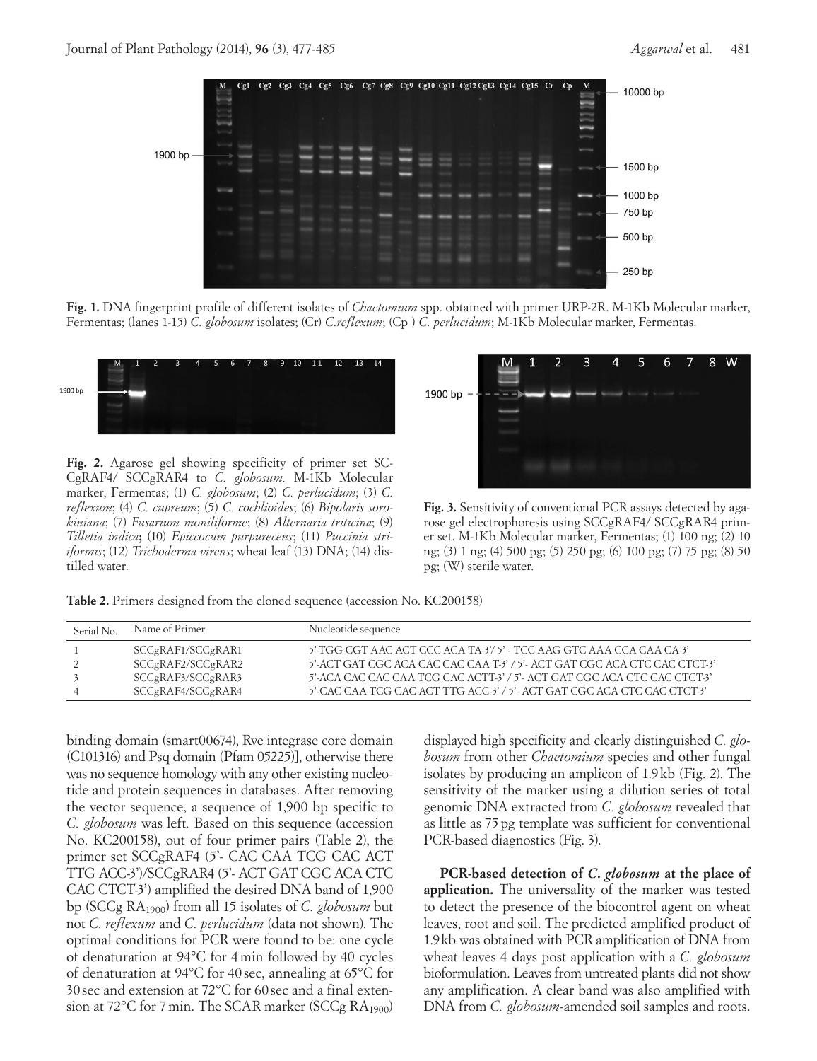**Fig. 1.** DNA fingerprint profile of different isolates of *Chaetomium* spp. obtained with primer URP-2R. M-1Kb Molecular marker, Fermentas; (lanes 1-15) *C. globosum* isolates; (Cr) *C.reflexum*; (Cp ) *C. perlucidum*; M-1Kb Molecular marker, Fermentas.

**Fig. 2.** Agarose gel showing specificity of primer set SCCgRAF4/ SCCgRAR4 to *C. globosum.* M-1Kb Molecular marker, Fermentas; (1) *C. globosum*; (2) *C. perlucidum*; (3) *C. reflexum*; (4) *C. cupreum*; (5) *C. cochlioides*; (6) *Bipolaris sorokiniana*; (7) *Fusarium moniliforme*; (8) *Alternaria triticina*; (9) *Tilletia indica*; (10) *Epiccocum purpurecens*; (11) *Puccinia striiformis*; (12) *Trichoderma virens*; wheat leaf (13) DNA; (14) distilled water.

**Fig. 3.** Sensitivity of conventional PCR assays detected by agarose gel electrophoresis using SCCgRAF4/ SCCgRAR4 primer set. M-1Kb Molecular marker, Fermentas; (1) 100 ng; (2) 10 ng; (3) 1 ng; (4) 500 pg; (5) 250 pg; (6) 100 pg; (7) 75 pg; (8) 50 pg; (W) sterile water.

**Table 2.** Primers designed from the cloned sequence (accession No. KC200158)

| Serial No. | Name of Primer | Nucleotide sequence |
|---|---|---|
| 1 | SCCgRAF1/SCCgRAR1 | 5'-TGG CGT AAC ACT CCC ACA TA-3'/ 5' - TCC AAG GTC AAA CCA CAA CA-3' |
| 2 | SCCgRAF2/SCCgRAR2 | 5'-ACT GAT CGC ACA CAC CAC CAA T-3' / 5'- ACT GAT CGC ACA CTC CAC CTCT-3' |
| 3 | SCCgRAF3/SCCgRAR3 | 5'-ACA CAC CAC CAA TCG CAC ACTT-3' / 5'- ACT GAT CGC ACA CTC CAC CTCT-3' |
| 4 | SCCgRAF4/SCCgRAR4 | 5'-CAC CAA TCG CAC ACT TTG ACC-3' / 5'- ACT GAT CGC ACA CTC CAC CTCT-3' |

binding domain (smart00674), Rve integrase core domain (C101316) and Psq domain (Pfam 05225)], otherwise there was no sequence homology with any other existing nucleotide and protein sequences in databases. After removing the vector sequence, a sequence of 1,900 bp specific to *C. globosum* was left. Based on this sequence (accession No. KC200158), out of four primer pairs (Table 2), the primer set SCCgRAF4 (5'- CAC CAA TCG CAC ACT TTG ACC-3')/SCCgRAR4 (5'- ACT GAT CGC ACA CTC CAC CTCT-3') amplified the desired DNA band of 1,900 bp (SCCg $RA_{1900}$) from all 15 isolates of *C. globosum* but not *C. reflexum* and *C. perlucidum* (data not shown). The optimal conditions for PCR were found to be: one cycle of denaturation at 94°C for 4 min followed by 40 cycles of denaturation at 94°C for 40 sec, annealing at 65°C for 30 sec and extension at 72°C for 60 sec and a final extension at 72°C for 7 min. The SCAR marker (SCCg $RA_{1900}$) displayed high specificity and clearly distinguished *C. globosum* from other *Chaetomium* species and other fungal isolates by producing an amplicon of 1.9 kb (Fig. 2). The sensitivity of the marker using a dilution series of total genomic DNA extracted from *C. globosum* revealed that as little as 75 pg template was sufficient for conventional PCR-based diagnostics (Fig. 3).

**PCR-based detection of *C. globosum* at the place of application.** The universality of the marker was tested to detect the presence of the biocontrol agent on wheat leaves, root and soil. The predicted amplified product of 1.9 kb was obtained with PCR amplification of DNA from wheat leaves 4 days post application with a *C. globosum* bioformulation. Leaves from untreated plants did not show any amplification. A clear band was also amplified with DNA from *C. globosum*-amended soil samples and roots.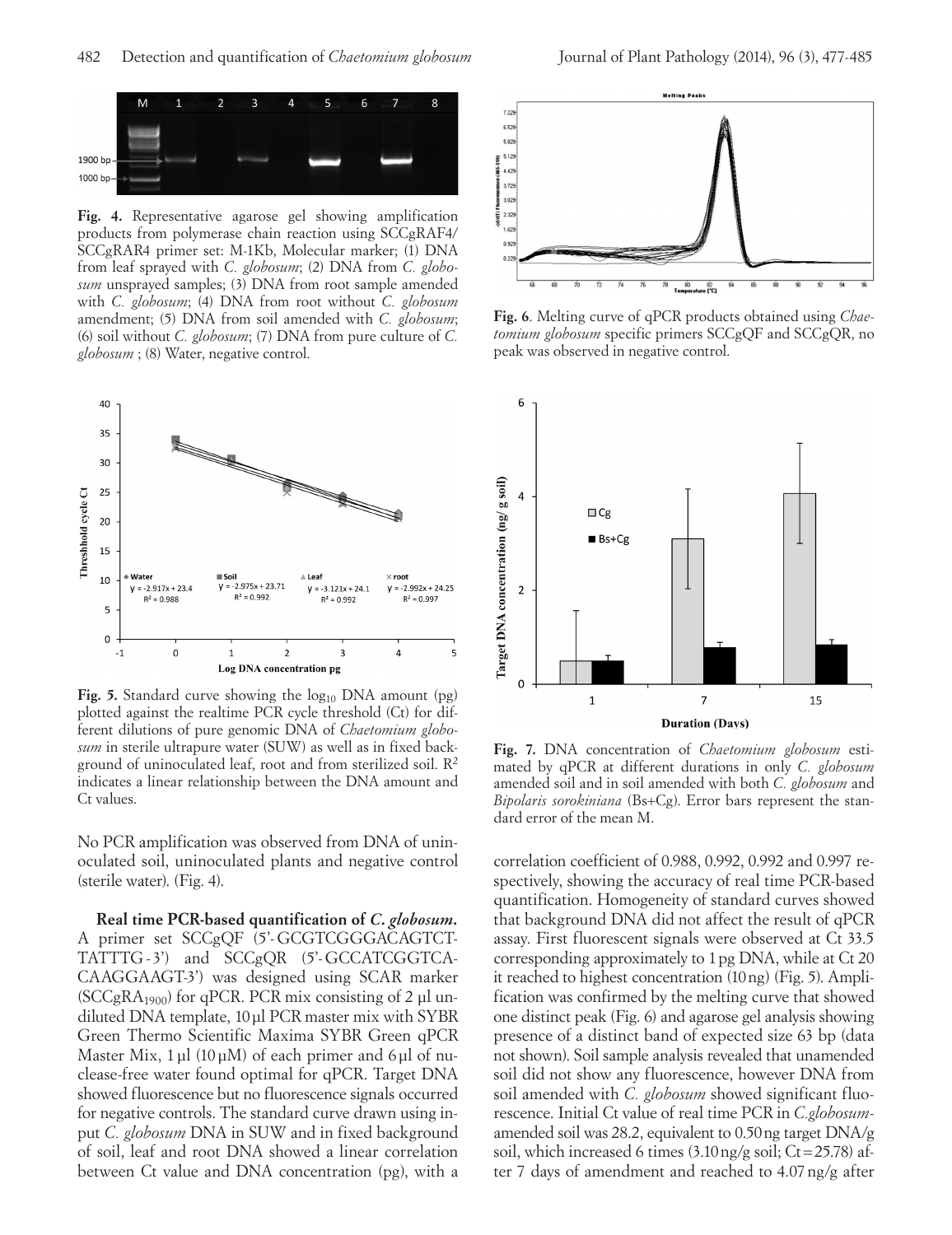Fig. 4. Representative agarose gel showing amplification products from polymerase chain reaction using SCCgRAF4/SCCgRAR4 primer set: M-1Kb, Molecular marker; (1) DNA from leaf sprayed with *C. globosum*; (2) DNA from *C. globosum* unsprayed samples; (3) DNA from root sample amended with *C. globosum*; (4) DNA from root without *C. globosum* amendment; (5) DNA from soil amended with *C. globosum*; (6) soil without *C. globosum*; (7) DNA from pure culture of *C. globosum* ; (8) Water, negative control.

Fig. 5. Standard curve showing the $\log_{10}$ DNA amount (pg) plotted against the realtime PCR cycle threshold (Ct) for different dilutions of pure genomic DNA of *Chaetomium globosum* in sterile ultrapure water (SUW) as well as in fixed background of uninoculated leaf, root and from sterilized soil. $R^2$ indicates a linear relationship between the DNA amount and Ct values.

No PCR amplification was observed from DNA of uninoculated soil, uninoculated plants and negative control (sterile water). (Fig. 4).

**Real time PCR-based quantification of *C. globosum*.** A primer set SCCgQF (5'-GCGTCGGGACAGTCTTATTTG-3') and SCCgQR (5'-GCCATCGGTCACAAGGAAGT-3') was designed using SCAR marker ($SCCgRA_{1900}$) for qPCR. PCR mix consisting of 2 µl undiluted DNA template, 10 µl PCR master mix with SYBR Green Thermo Scientific Maxima SYBR Green qPCR Master Mix, 1 µl (10 µM) of each primer and 6 µl of nuclease-free water found optimal for qPCR. Target DNA showed fluorescence but no fluorescence signals occurred for negative controls. The standard curve drawn using input *C. globosum* DNA in SUW and in fixed background of soil, leaf and root DNA showed a linear correlation between Ct value and DNA concentration (pg), with a correlation coefficient of 0.988, 0.992, 0.992 and 0.997 respectively, showing the accuracy of real time PCR-based quantification. Homogeneity of standard curves showed that background DNA did not affect the result of qPCR assay. First fluorescent signals were observed at Ct 33.5 corresponding approximately to 1 pg DNA, while at Ct 20 it reached to highest concentration (10 ng) (Fig. 5). Amplification was confirmed by the melting curve that showed one distinct peak (Fig. 6) and agarose gel analysis showing presence of a distinct band of expected size 63 bp (data not shown). Soil sample analysis revealed that unamended soil did not show any fluorescence, however DNA from soil amended with *C. globosum* showed significant fluorescence. Initial Ct value of real time PCR in *C.globosum*-amended soil was 28.2, equivalent to 0.50 ng target DNA/g soil, which increased 6 times (3.10 ng/g soil; Ct = 25.78) after 7 days of amendment and reached to 4.07 ng/g after

Fig. 6. Melting curve of qPCR products obtained using *Chaetomium globosum* specific primers SCCgQF and SCCgQR, no peak was observed in negative control.

Fig. 7. DNA concentration of *Chaetomium globosum* estimated by qPCR at different durations in only *C. globosum* amended soil and in soil amended with both *C. globosum* and *Bipolaris sorokiniana* (Bs+Cg). Error bars represent the standard error of the mean M.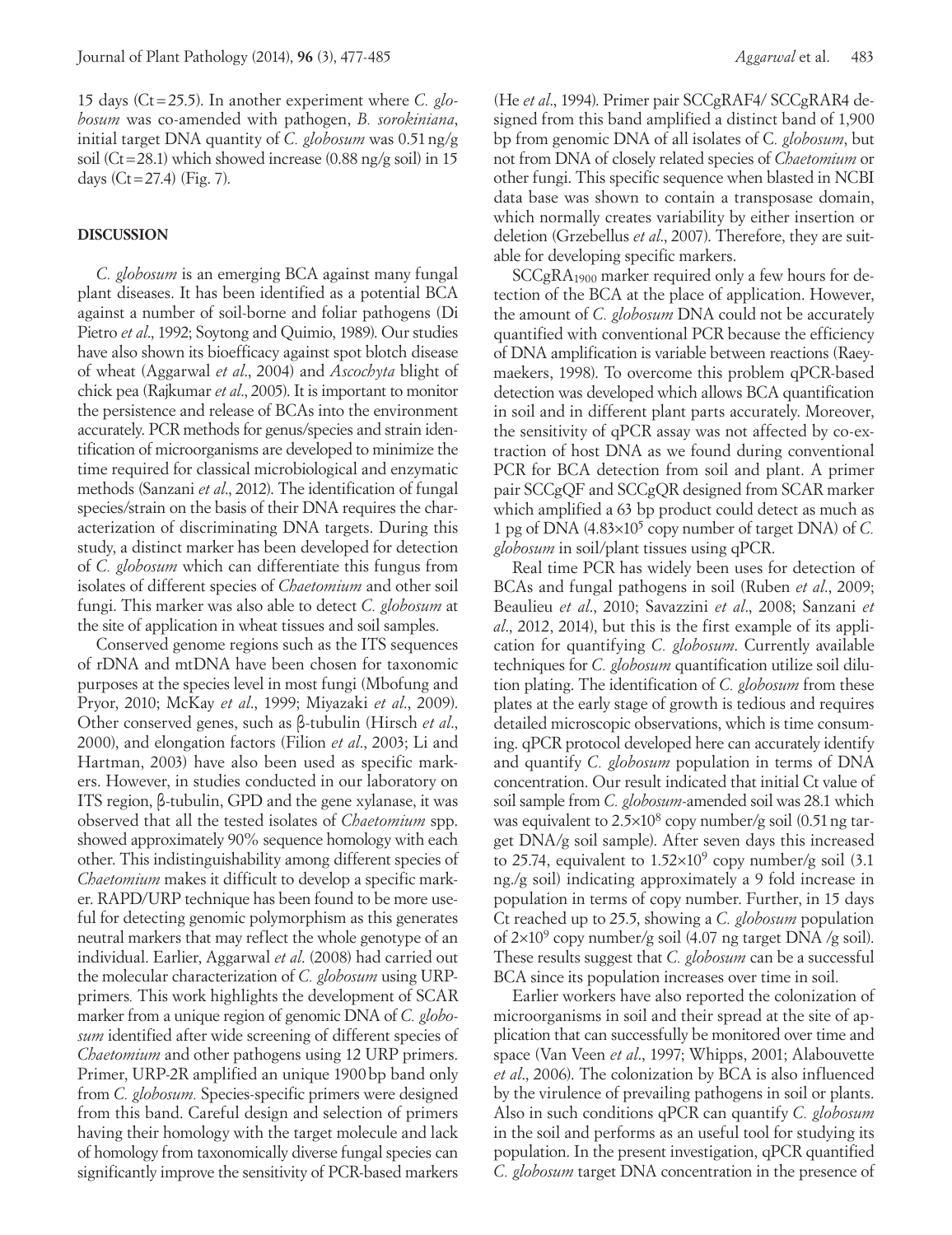15 days (Ct = 25.5). In another experiment where *C. globosum* was co-amended with pathogen, *B. sorokiniana*, initial target DNA quantity of *C. globosum* was 0.51 ng/g soil (Ct = 28.1) which showed increase (0.88 ng/g soil) in 15 days (Ct = 27.4) (Fig. 7).

## DISCUSSION

*C. globosum* is an emerging BCA against many fungal plant diseases. It has been identified as a potential BCA against a number of soil-borne and foliar pathogens (Di Pietro *et al*., 1992; Soytong and Quimio, 1989). Our studies have also shown its bioefficacy against spot blotch disease of wheat (Aggarwal *et al*., 2004) and *Ascochyta* blight of chick pea (Rajkumar *et al*., 2005). It is important to monitor the persistence and release of BCAs into the environment accurately. PCR methods for genus/species and strain identification of microorganisms are developed to minimize the time required for classical microbiological and enzymatic methods (Sanzani *et al*., 2012). The identification of fungal species/strain on the basis of their DNA requires the characterization of discriminating DNA targets. During this study, a distinct marker has been developed for detection of *C. globosum* which can differentiate this fungus from isolates of different species of *Chaetomium* and other soil fungi. This marker was also able to detect *C. globosum* at the site of application in wheat tissues and soil samples.

Conserved genome regions such as the ITS sequences of rDNA and mtDNA have been chosen for taxonomic purposes at the species level in most fungi (Mbofung and Pryor, 2010; McKay *et al*., 1999; Miyazaki *et al*., 2009). Other conserved genes, such as β-tubulin (Hirsch *et al*., 2000), and elongation factors (Filion *et al*., 2003; Li and Hartman, 2003) have also been used as specific markers. However, in studies conducted in our laboratory on ITS region, β-tubulin, GPD and the gene xylanase, it was observed that all the tested isolates of *Chaetomium* spp. showed approximately 90% sequence homology with each other. This indistinguishability among different species of *Chaetomium* makes it difficult to develop a specific marker. RAPD/URP technique has been found to be more useful for detecting genomic polymorphism as this generates neutral markers that may reflect the whole genotype of an individual. Earlier, Aggarwal *et al*. (2008) had carried out the molecular characterization of *C. globosum* using URP-primers. This work highlights the development of SCAR marker from a unique region of genomic DNA of *C. globosum* identified after wide screening of different species of *Chaetomium* and other pathogens using 12 URP primers. Primer, URP-2R amplified an unique 1900 bp band only from *C. globosum*. Species-specific primers were designed from this band. Careful design and selection of primers having their homology with the target molecule and lack of homology from taxonomically diverse fungal species can significantly improve the sensitivity of PCR-based markers (He *et al*., 1994). Primer pair SCCgRAF4/ SCCgRAR4 designed from this band amplified a distinct band of 1,900 bp from genomic DNA of all isolates of *C. globosum*, but not from DNA of closely related species of *Chaetomium* or other fungi. This specific sequence when blasted in NCBI data base was shown to contain a transposase domain, which normally creates variability by either insertion or deletion (Grzebellus *et al*., 2007). Therefore, they are suitable for developing specific markers.

$SCCgRA_{1900}$ marker required only a few hours for detection of the BCA at the place of application. However, the amount of *C. globosum* DNA could not be accurately quantified with conventional PCR because the efficiency of DNA amplification is variable between reactions (Raeymaekers, 1998). To overcome this problem qPCR-based detection was developed which allows BCA quantification in soil and in different plant parts accurately. Moreover, the sensitivity of qPCR assay was not affected by co-extraction of host DNA as we found during conventional PCR for BCA detection from soil and plant. A primer pair SCCgQF and SCCgQR designed from SCAR marker which amplified a 63 bp product could detect as much as 1 pg of DNA ($4.83\times10^5$ copy number of target DNA) of *C. globosum* in soil/plant tissues using qPCR.

Real time PCR has widely been uses for detection of BCAs and fungal pathogens in soil (Ruben *et al*., 2009; Beaulieu *et al*., 2010; Savazzini *et al*., 2008; Sanzani *et al*., 2012, 2014), but this is the first example of its application for quantifying *C. globosum*. Currently available techniques for *C. globosum* quantification utilize soil dilution plating. The identification of *C. globosum* from these plates at the early stage of growth is tedious and requires detailed microscopic observations, which is time consuming. qPCR protocol developed here can accurately identify and quantify *C. globosum* population in terms of DNA concentration. Our result indicated that initial Ct value of soil sample from *C. globosum*-amended soil was 28.1 which was equivalent to $2.5\times10^8$ copy number/g soil (0.51 ng target DNA/g soil sample). After seven days this increased to 25.74, equivalent to $1.52\times10^9$ copy number/g soil (3.1 ng./g soil) indicating approximately a 9 fold increase in population in terms of copy number. Further, in 15 days Ct reached up to 25.5, showing a *C. globosum* population of $2\times10^9$ copy number/g soil (4.07 ng target DNA /g soil). These results suggest that *C. globosum* can be a successful BCA since its population increases over time in soil.

Earlier workers have also reported the colonization of microorganisms in soil and their spread at the site of application that can successfully be monitored over time and space (Van Veen *et al*., 1997; Whipps, 2001; Alabouvette *et al*., 2006). The colonization by BCA is also influenced by the virulence of prevailing pathogens in soil or plants. Also in such conditions qPCR can quantify *C. globosum* in the soil and performs as an useful tool for studying its population. In the present investigation, qPCR quantified *C. globosum* target DNA concentration in the presence of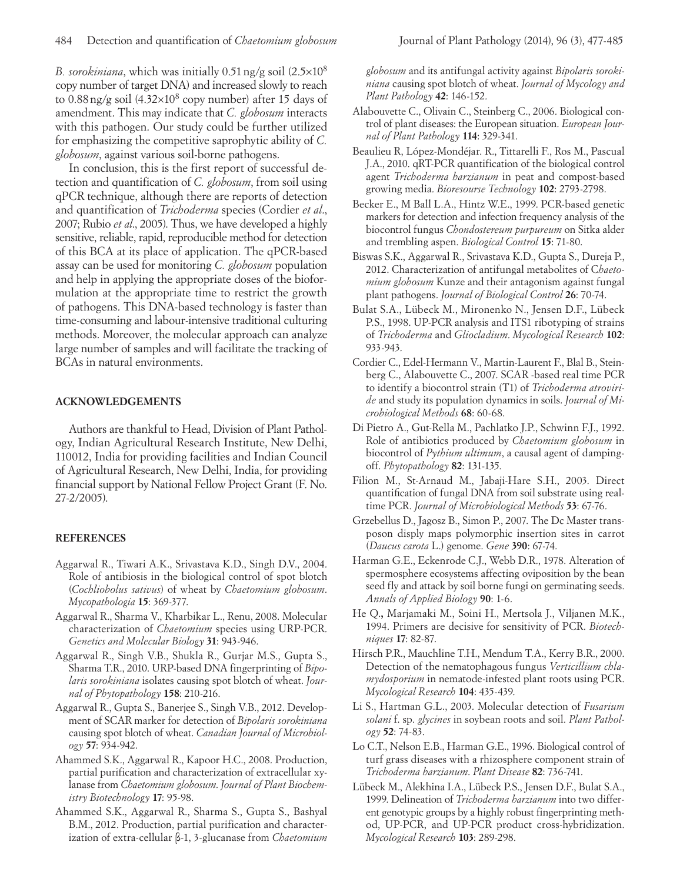*B. sorokiniana*, which was initially 0.51 ng/g soil ($2.5 \times 10^8$ copy number of target DNA) and increased slowly to reach to 0.88 ng/g soil ($4.32 \times 10^8$ copy number) after 15 days of amendment. This may indicate that *C. globosum* interacts with this pathogen. Our study could be further utilized for emphasizing the competitive saprophytic ability of *C. globosum*, against various soil-borne pathogens.

In conclusion, this is the first report of successful detection and quantification of *C. globosum*, from soil using qPCR technique, although there are reports of detection and quantification of *Trichoderma* species (Cordier *et al*., 2007; Rubio *et al*., 2005). Thus, we have developed a highly sensitive, reliable, rapid, reproducible method for detection of this BCA at its place of application. The qPCR-based assay can be used for monitoring *C. globosum* population and help in applying the appropriate doses of the bioformulation at the appropriate time to restrict the growth of pathogens. This DNA-based technology is faster than time-consuming and labour-intensive traditional culturing methods. Moreover, the molecular approach can analyze large number of samples and will facilitate the tracking of BCAs in natural environments.

## ACKNOWLEDGEMENTS

Authors are thankful to Head, Division of Plant Pathology, Indian Agricultural Research Institute, New Delhi, 110012, India for providing facilities and Indian Council of Agricultural Research, New Delhi, India, for providing financial support by National Fellow Project Grant (F. No. 27-2/2005).

## REFERENCES

Aggarwal R., Tiwari A.K., Srivastava K.D., Singh D.V., 2004. Role of antibiosis in the biological control of spot blotch (*Cochliobolus sativus*) of wheat by *Chaetomium globosum*. *Mycopathologia* **15**: 369-377.

Aggarwal R., Sharma V., Kharbikar L., Renu, 2008. Molecular characterization of *Chaetomium* species using URP-PCR. *Genetics and Molecular Biology* **31**: 943-946.

Aggarwal R., Singh V.B., Shukla R., Gurjar M.S., Gupta S., Sharma T.R., 2010. URP-based DNA fingerprinting of *Bipolaris sorokiniana* isolates causing spot blotch of wheat. *Journal of Phytopathology* **158**: 210-216.

Aggarwal R., Gupta S., Banerjee S., Singh V.B., 2012. Development of SCAR marker for detection of *Bipolaris sorokiniana* causing spot blotch of wheat. *Canadian Journal of Microbiology* **57**: 934-942.

Ahammed S.K., Aggarwal R., Kapoor H.C., 2008. Production, partial purification and characterization of extracellular xylanase from *Chaetomium globosum*. *Journal of Plant Biochemistry Biotechnology* **17**: 95-98.

Ahammed S.K., Aggarwal R., Sharma S., Gupta S., Bashyal B.M., 2012. Production, partial purification and characterization of extra-cellular β-1, 3-glucanase from *Chaetomium globosum* and its antifungal activity against *Bipolaris sorokiniana* causing spot blotch of wheat. *Journal of Mycology and Plant Pathology* **42**: 146-152.

Alabouvette C., Olivain C., Steinberg C., 2006. Biological control of plant diseases: the European situation. *European Journal of Plant Pathology* **114**: 329-341.

Beaulieu R, López-Mondéjar. R., Tittarelli F., Ros M., Pascual J.A., 2010. qRT-PCR quantification of the biological control agent *Trichoderma harzianum* in peat and compost-based growing media. *Bioresourse Technology* **102**: 2793-2798.

Becker E., M Ball L.A., Hintz W.E., 1999. PCR-based genetic markers for detection and infection frequency analysis of the biocontrol fungus *Chondostereum purpureum* on Sitka alder and trembling aspen. *Biological Control* **15**: 71-80.

Biswas S.K., Aggarwal R., Srivastava K.D., Gupta S., Dureja P., 2012. Characterization of antifungal metabolites of *Chaetomium globosum* Kunze and their antagonism against fungal plant pathogens. *Journal of Biological Control* **26**: 70-74.

Bulat S.A., Lübeck M., Mironenko N., Jensen D.F., Lübeck P.S., 1998. UP-PCR analysis and ITS1 ribotyping of strains of *Trichoderma* and *Gliocladium*. *Mycological Research* **102**: 933-943.

Cordier C., Edel-Hermann V., Martin-Laurent F., Blal B., Steinberg C., Alabouvette C., 2007. SCAR -based real time PCR to identify a biocontrol strain (T1) of *Trichoderma atroviride* and study its population dynamics in soils. *Journal of Microbiological Methods* **68**: 60-68.

Di Pietro A., Gut-Rella M., Pachlatko J.P., Schwinn F.J., 1992. Role of antibiotics produced by *Chaetomium globosum* in biocontrol of *Pythium ultimum*, a causal agent of damping-off. *Phytopathology* **82**: 131-135.

Filion M., St-Arnaud M., Jabaji-Hare S.H., 2003. Direct quantification of fungal DNA from soil substrate using real-time PCR. *Journal of Microbiological Methods* **53**: 67-76.

Grzebellus D., Jagosz B., Simon P., 2007. The Dc Master transposon disply maps polymorphic insertion sites in carrot (*Daucus carota* L.) genome. *Gene* **390**: 67-74.

Harman G.E., Eckenrode C.J., Webb D.R., 1978. Alteration of spermosphere ecosystems affecting oviposition by the bean seed fly and attack by soil borne fungi on germinating seeds. *Annals of Applied Biology* **90**: 1-6.

He Q., Marjamaki M., Soini H., Mertsola J., Viljanen M.K., 1994. Primers are decisive for sensitivity of PCR. *Biotechniques* **17**: 82-87.

Hirsch P.R., Mauchline T.H., Mendum T.A., Kerry B.R., 2000. Detection of the nematophagous fungus *Verticillium chlamydosporium* in nematode-infested plant roots using PCR. *Mycological Research* **104**: 435-439.

Li S., Hartman G.L., 2003. Molecular detection of *Fusarium solani* f. sp. *glycines* in soybean roots and soil. *Plant Pathology* **52**: 74-83.

Lo C.T., Nelson E.B., Harman G.E., 1996. Biological control of turf grass diseases with a rhizosphere component strain of *Trichoderma harzianum*. *Plant Disease* **82**: 736-741.

Lübeck M., Alekhina I.A., Lübeck P.S., Jensen D.F., Bulat S.A., 1999. Delineation of *Trichoderma harzianum* into two different genotypic groups by a highly robust fingerprinting method, UP-PCR, and UP-PCR product cross-hybridization. *Mycological Research* **103**: 289-298.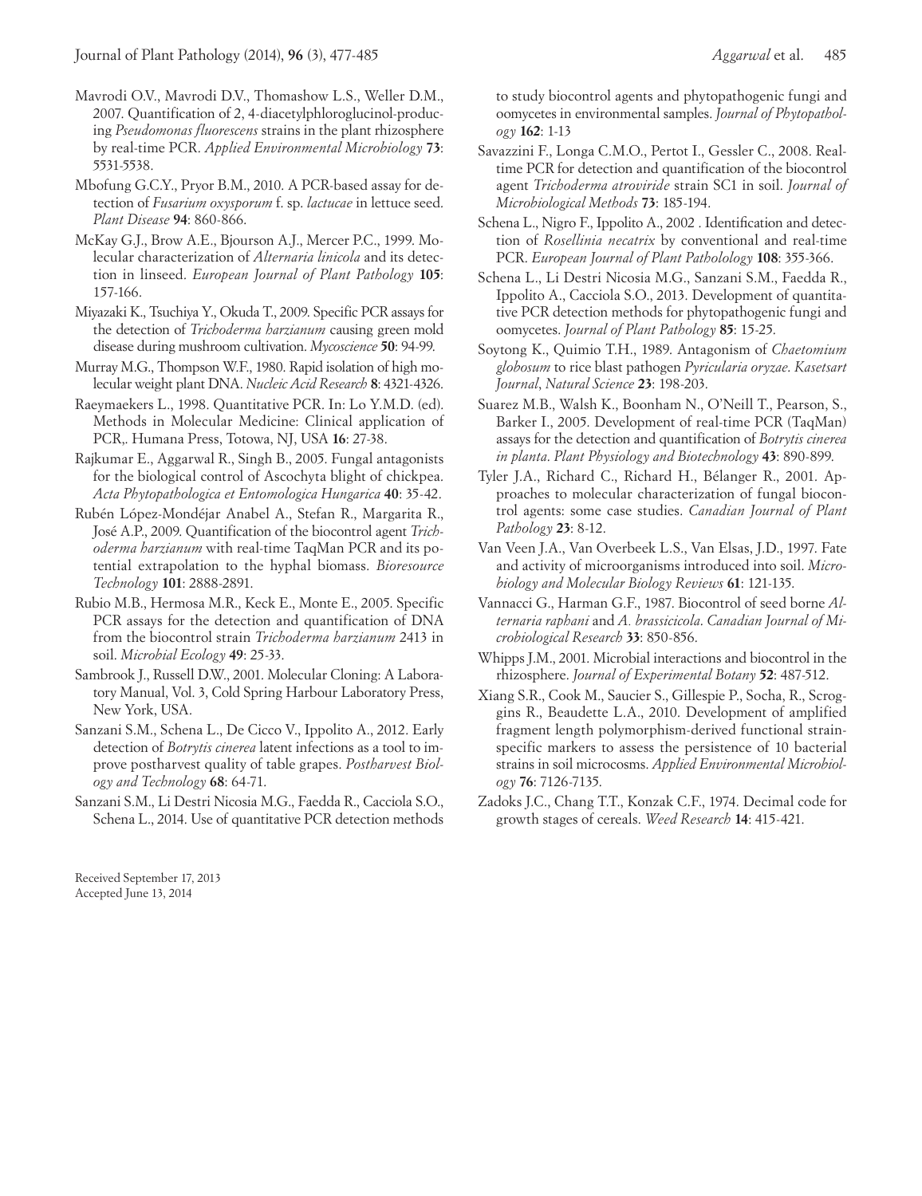Mavrodi O.V., Mavrodi D.V., Thomashow L.S., Weller D.M., 2007. Quantification of 2, 4-diacetylphloroglucinol-producing *Pseudomonas fluorescens* strains in the plant rhizosphere by real-time PCR. *Applied Environmental Microbiology* **73**: 5531-5538.

Mbofung G.C.Y., Pryor B.M., 2010. A PCR-based assay for detection of *Fusarium oxysporum* f. sp. *lactucae* in lettuce seed. *Plant Disease* **94**: 860-866.

McKay G.J., Brow A.E., Bjourson A.J., Mercer P.C., 1999. Molecular characterization of *Alternaria linicola* and its detection in linseed. *European Journal of Plant Pathology* **105**: 157-166.

Miyazaki K., Tsuchiya Y., Okuda T., 2009. Specific PCR assays for the detection of *Trichoderma harzianum* causing green mold disease during mushroom cultivation. *Mycoscience* **50**: 94-99.

Murray M.G., Thompson W.F., 1980. Rapid isolation of high molecular weight plant DNA. *Nucleic Acid Research* **8**: 4321-4326.

Raeymaekers L., 1998. Quantitative PCR. In: Lo Y.M.D. (ed). Methods in Molecular Medicine: Clinical application of PCR,. Humana Press, Totowa, NJ, USA **16**: 27-38.

Rajkumar E., Aggarwal R., Singh B., 2005. Fungal antagonists for the biological control of Ascochyta blight of chickpea. *Acta Phytopathologica et Entomologica Hungarica* **40**: 35-42.

Rubén López-Mondéjar Anabel A., Stefan R., Margarita R., José A.P., 2009. Quantification of the biocontrol agent *Trichoderma harzianum* with real-time TaqMan PCR and its potential extrapolation to the hyphal biomass. *Bioresource Technology* **101**: 2888-2891.

Rubio M.B., Hermosa M.R., Keck E., Monte E., 2005. Specific PCR assays for the detection and quantification of DNA from the biocontrol strain *Trichoderma harzianum* 2413 in soil. *Microbial Ecology* **49**: 25-33.

Sambrook J., Russell D.W., 2001. Molecular Cloning: A Laboratory Manual, Vol. 3, Cold Spring Harbour Laboratory Press, New York, USA.

Sanzani S.M., Schena L., De Cicco V., Ippolito A., 2012. Early detection of *Botrytis cinerea* latent infections as a tool to improve postharvest quality of table grapes. *Postharvest Biology and Technology* **68**: 64-71.

Sanzani S.M., Li Destri Nicosia M.G., Faedda R., Cacciola S.O., Schena L., 2014. Use of quantitative PCR detection methods to study biocontrol agents and phytopathogenic fungi and oomycetes in environmental samples. *Journal of Phytopathology* **162**: 1-13

Savazzini F., Longa C.M.O., Pertot I., Gessler C., 2008. Real-time PCR for detection and quantification of the biocontrol agent *Trichoderma atroviride* strain SC1 in soil. *Journal of Microbiological Methods* **73**: 185-194.

Schena L., Nigro F., Ippolito A., 2002 . Identification and detection of *Rosellinia necatrix* by conventional and real-time PCR. *European Journal of Plant Patholology* **108**: 355-366.

Schena L., Li Destri Nicosia M.G., Sanzani S.M., Faedda R., Ippolito A., Cacciola S.O., 2013. Development of quantitative PCR detection methods for phytopathogenic fungi and oomycetes. *Journal of Plant Pathology* **85**: 15-25.

Soytong K., Quimio T.H., 1989. Antagonism of *Chaetomium globosum* to rice blast pathogen *Pyricularia oryzae*. *Kasetsart Journal*, *Natural Science* **23**: 198-203.

Suarez M.B., Walsh K., Boonham N., O'Neill T., Pearson, S., Barker I., 2005. Development of real-time PCR (TaqMan) assays for the detection and quantification of *Botrytis cinerea in planta*. *Plant Physiology and Biotechnology* **43**: 890-899.

Tyler J.A., Richard C., Richard H., Bélanger R., 2001. Approaches to molecular characterization of fungal biocontrol agents: some case studies. *Canadian Journal of Plant Pathology* **23**: 8-12.

Van Veen J.A., Van Overbeek L.S., Van Elsas, J.D., 1997. Fate and activity of microorganisms introduced into soil. *Microbiology and Molecular Biology Reviews* **61**: 121-135.

Vannacci G., Harman G.F., 1987. Biocontrol of seed borne *Alternaria raphani* and *A. brassicicola*. *Canadian Journal of Microbiological Research* **33**: 850-856.

Whipps J.M., 2001. Microbial interactions and biocontrol in the rhizosphere. *Journal of Experimental Botany* **52**: 487-512.

Xiang S.R., Cook M., Saucier S., Gillespie P., Socha, R., Scroggins R., Beaudette L.A., 2010. Development of amplified fragment length polymorphism-derived functional strain-specific markers to assess the persistence of 10 bacterial strains in soil microcosms. *Applied Environmental Microbiology* **76**: 7126-7135.

Zadoks J.C., Chang T.T., Konzak C.F., 1974. Decimal code for growth stages of cereals. *Weed Research* **14**: 415-421.

Received September 17, 2013
Accepted June 13, 2014